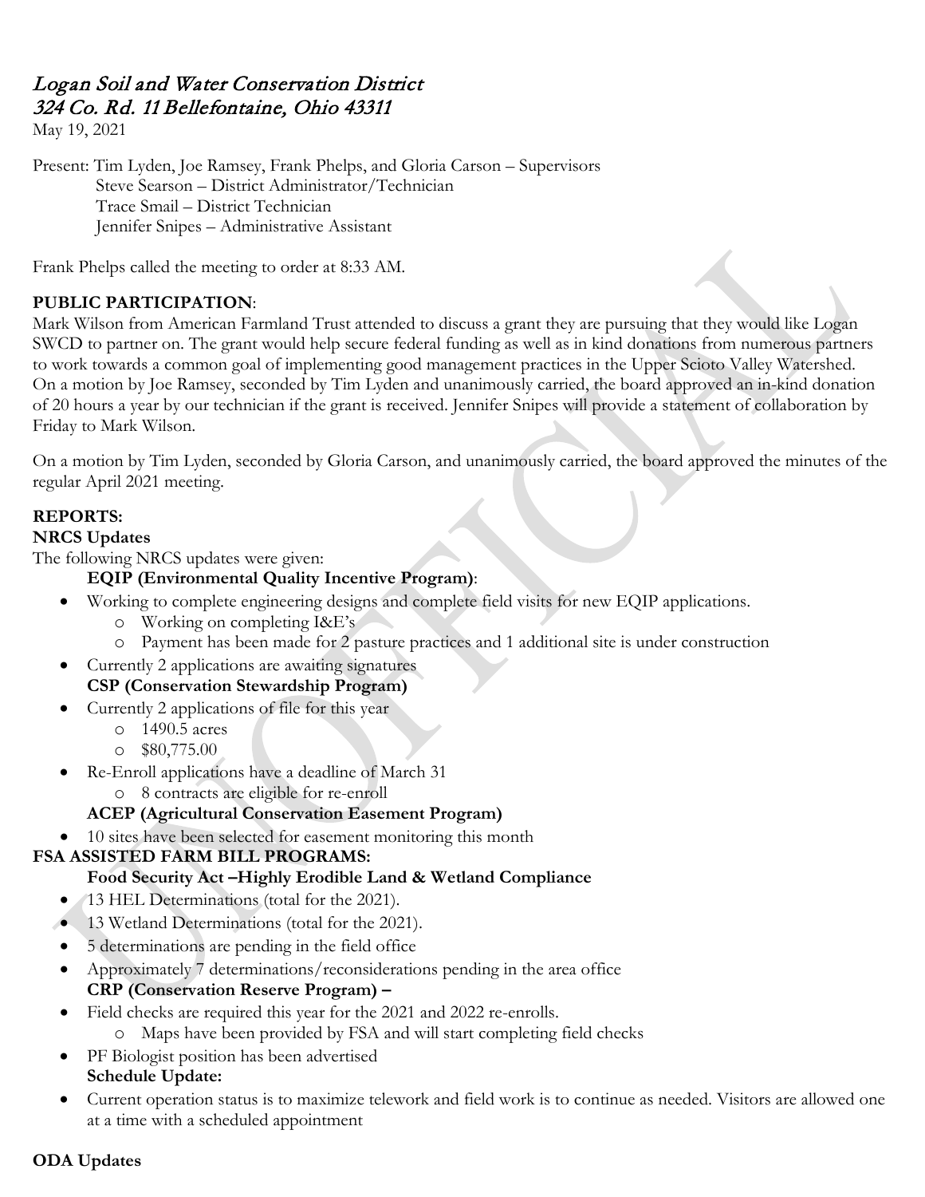# *Logan Soil and Water Conservation District*
## *324 Co. Rd. 11 Bellefontaine, Ohio 43311*

May 19, 2021

Present: Tim Lyden, Joe Ramsey, Frank Phelps, and Gloria Carson – Supervisors
Steve Searson – District Administrator/Technician
Trace Smail – District Technician
Jennifer Snipes – Administrative Assistant

Frank Phelps called the meeting to order at 8:33 AM.

**PUBLIC PARTICIPATION**:

Mark Wilson from American Farmland Trust attended to discuss a grant they are pursuing that they would like Logan SWCD to partner on. The grant would help secure federal funding as well as in kind donations from numerous partners to work towards a common goal of implementing good management practices in the Upper Scioto Valley Watershed. On a motion by Joe Ramsey, seconded by Tim Lyden and unanimously carried, the board approved an in-kind donation of 20 hours a year by our technician if the grant is received. Jennifer Snipes will provide a statement of collaboration by Friday to Mark Wilson.

On a motion by Tim Lyden, seconded by Gloria Carson, and unanimously carried, the board approved the minutes of the regular April 2021 meeting.

**REPORTS:**

**NRCS Updates**

The following NRCS updates were given:

**EQIP (Environmental Quality Incentive Program)**:

- Working to complete engineering designs and complete field visits for new EQIP applications.
  - Working on completing I&E's
  - Payment has been made for 2 pasture practices and 1 additional site is under construction
- Currently 2 applications are awaiting signatures

**CSP (Conservation Stewardship Program)**

- Currently 2 applications of file for this year
  - 1490.5 acres
  - $80,775.00
- Re-Enroll applications have a deadline of March 31
  - 8 contracts are eligible for re-enroll

**ACEP (Agricultural Conservation Easement Program)**

- 10 sites have been selected for easement monitoring this month

**FSA ASSISTED FARM BILL PROGRAMS:**

**Food Security Act –Highly Erodible Land & Wetland Compliance**

- 13 HEL Determinations (total for the 2021).
- 13 Wetland Determinations (total for the 2021).
- 5 determinations are pending in the field office
- Approximately 7 determinations/reconsiderations pending in the area office

**CRP (Conservation Reserve Program) –**

- Field checks are required this year for the 2021 and 2022 re-enrolls.
  - Maps have been provided by FSA and will start completing field checks
- PF Biologist position has been advertised

**Schedule Update:**

- Current operation status is to maximize telework and field work is to continue as needed. Visitors are allowed one at a time with a scheduled appointment

**ODA Updates**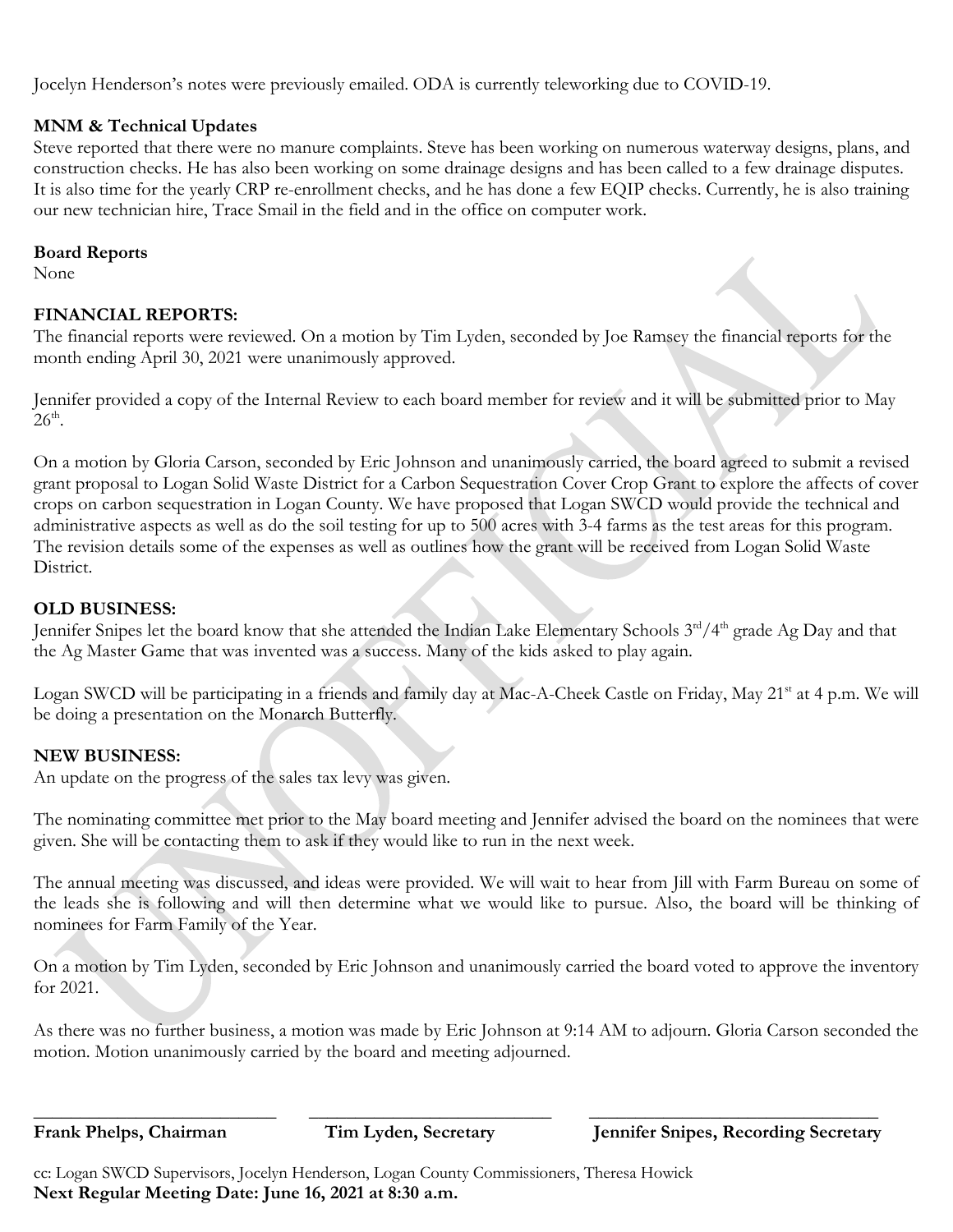Jocelyn Henderson's notes were previously emailed. ODA is currently teleworking due to COVID-19.

**MNM & Technical Updates**

Steve reported that there were no manure complaints. Steve has been working on numerous waterway designs, plans, and construction checks. He has also been working on some drainage designs and has been called to a few drainage disputes. It is also time for the yearly CRP re-enrollment checks, and he has done a few EQIP checks. Currently, he is also training our new technician hire, Trace Smail in the field and in the office on computer work.

**Board Reports**

None

**FINANCIAL REPORTS:**

The financial reports were reviewed. On a motion by Tim Lyden, seconded by Joe Ramsey the financial reports for the month ending April 30, 2021 were unanimously approved.

Jennifer provided a copy of the Internal Review to each board member for review and it will be submitted prior to May 26th.

On a motion by Gloria Carson, seconded by Eric Johnson and unanimously carried, the board agreed to submit a revised grant proposal to Logan Solid Waste District for a Carbon Sequestration Cover Crop Grant to explore the affects of cover crops on carbon sequestration in Logan County. We have proposed that Logan SWCD would provide the technical and administrative aspects as well as do the soil testing for up to 500 acres with 3-4 farms as the test areas for this program. The revision details some of the expenses as well as outlines how the grant will be received from Logan Solid Waste District.

**OLD BUSINESS:**

Jennifer Snipes let the board know that she attended the Indian Lake Elementary Schools 3rd/4th grade Ag Day and that the Ag Master Game that was invented was a success. Many of the kids asked to play again.

Logan SWCD will be participating in a friends and family day at Mac-A-Cheek Castle on Friday, May 21st at 4 p.m. We will be doing a presentation on the Monarch Butterfly.

**NEW BUSINESS:**

An update on the progress of the sales tax levy was given.

The nominating committee met prior to the May board meeting and Jennifer advised the board on the nominees that were given. She will be contacting them to ask if they would like to run in the next week.

The annual meeting was discussed, and ideas were provided. We will wait to hear from Jill with Farm Bureau on some of the leads she is following and will then determine what we would like to pursue. Also, the board will be thinking of nominees for Farm Family of the Year.

On a motion by Tim Lyden, seconded by Eric Johnson and unanimously carried the board voted to approve the inventory for 2021.

As there was no further business, a motion was made by Eric Johnson at 9:14 AM to adjourn. Gloria Carson seconded the motion. Motion unanimously carried by the board and meeting adjourned.

| | | |
|---|---|---|
| ____________________ | ____________________ | ____________________ |
| **Frank Phelps, Chairman** | **Tim Lyden, Secretary** | **Jennifer Snipes, Recording Secretary** |

cc: Logan SWCD Supervisors, Jocelyn Henderson, Logan County Commissioners, Theresa Howick

**Next Regular Meeting Date: June 16, 2021 at 8:30 a.m.**